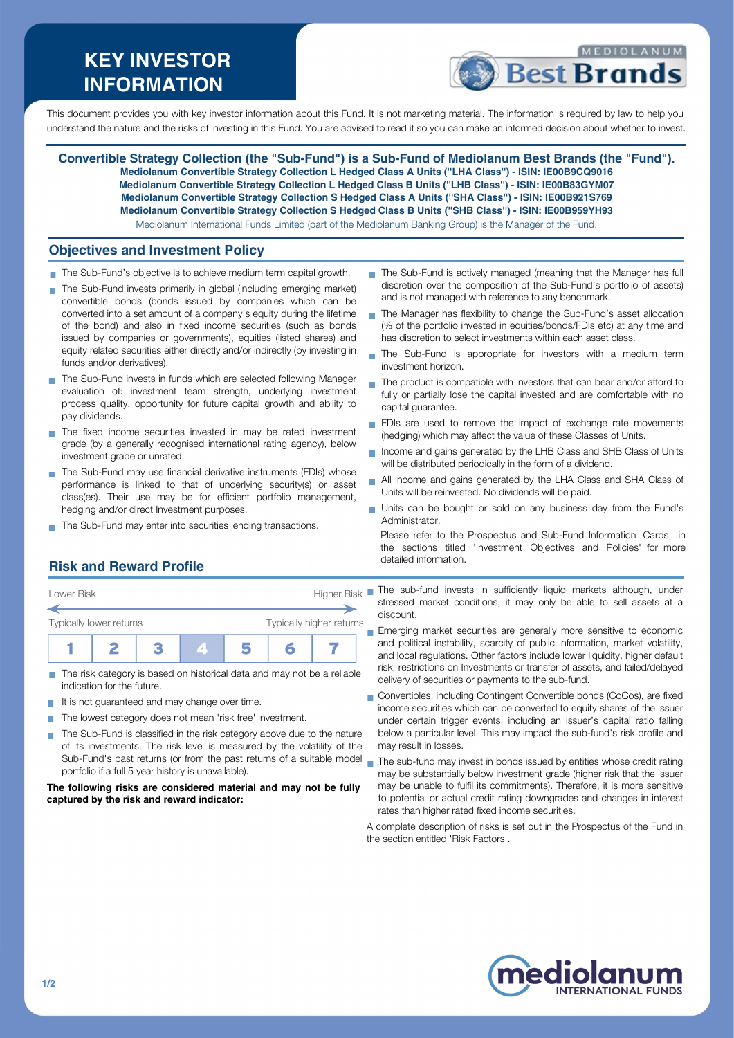# KEY INVESTOR INFORMATION

This document provides you with key investor information about this Fund. It is not marketing material. The information is required by law to help you understand the nature and the risks of investing in this Fund. You are advised to read it so you can make an informed decision about whether to invest.

**Convertible Strategy Collection (the "Sub-Fund") is a Sub-Fund of Mediolanum Best Brands (the "Fund").**
**Mediolanum Convertible Strategy Collection L Hedged Class A Units ("LHA Class") - ISIN: IE00B9CQ9016**
**Mediolanum Convertible Strategy Collection L Hedged Class B Units ("LHB Class") - ISIN: IE00B83GYM07**
**Mediolanum Convertible Strategy Collection S Hedged Class A Units ("SHA Class") - ISIN: IE00B921S769**
**Mediolanum Convertible Strategy Collection S Hedged Class B Units ("SHB Class") - ISIN: IE00B959YH93**
Mediolanum International Funds Limited (part of the Mediolanum Banking Group) is the Manager of the Fund.

## Objectives and Investment Policy

- The Sub-Fund's objective is to achieve medium term capital growth.
- The Sub-Fund invests primarily in global (including emerging market) convertible bonds (bonds issued by companies which can be converted into a set amount of a company's equity during the lifetime of the bond) and also in fixed income securities (such as bonds issued by companies or governments), equities (listed shares) and equity related securities either directly and/or indirectly (by investing in funds and/or derivatives).
- The Sub-Fund invests in funds which are selected following Manager evaluation of: investment team strength, underlying investment process quality, opportunity for future capital growth and ability to pay dividends.
- The fixed income securities invested in may be rated investment grade (by a generally recognised international rating agency), below investment grade or unrated.
- The Sub-Fund may use financial derivative instruments (FDIs) whose performance is linked to that of underlying security(s) or asset class(es). Their use may be for efficient portfolio management, hedging and/or direct Investment purposes.
- The Sub-Fund may enter into securities lending transactions.
- The Sub-Fund is actively managed (meaning that the Manager has full discretion over the composition of the Sub-Fund's portfolio of assets) and is not managed with reference to any benchmark.
- The Manager has flexibility to change the Sub-Fund's asset allocation (% of the portfolio invested in equities/bonds/FDIs etc) at any time and has discretion to select investments within each asset class.
- The Sub-Fund is appropriate for investors with a medium term investment horizon.
- The product is compatible with investors that can bear and/or afford to fully or partially lose the capital invested and are comfortable with no capital guarantee.
- FDIs are used to remove the impact of exchange rate movements (hedging) which may affect the value of these Classes of Units.
- Income and gains generated by the LHB Class and SHB Class of Units will be distributed periodically in the form of a dividend.
- All income and gains generated by the LHA Class and SHA Class of Units will be reinvested. No dividends will be paid.
- Units can be bought or sold on any business day from the Fund's Administrator.

Please refer to the Prospectus and Sub-Fund Information Cards, in the sections titled 'Investment Objectives and Policies' for more detailed information.

## Risk and Reward Profile

| Lower Risk | | | | | | Higher Risk |
|---|---|---|---|---|---|---|
| Typically lower returns | | | | | | Typically higher returns |
| 1 | 2 | 3 | **4** | 5 | 6 | 7 |

- The risk category is based on historical data and may not be a reliable indication for the future.
- It is not guaranteed and may change over time.
- The lowest category does not mean 'risk free' investment.
- The Sub-Fund is classified in the risk category above due to the nature of its investments. The risk level is measured by the volatility of the Sub-Fund's past returns (or from the past returns of a suitable model portfolio if a full 5 year history is unavailable).

**The following risks are considered material and may not be fully captured by the risk and reward indicator:**

- The sub-fund invests in sufficiently liquid markets although, under stressed market conditions, it may only be able to sell assets at a discount.
- Emerging market securities are generally more sensitive to economic and political instability, scarcity of public information, market volatility, and local regulations. Other factors include lower liquidity, higher default risk, restrictions on Investments or transfer of assets, and failed/delayed delivery of securities or payments to the sub-fund.
- Convertibles, including Contingent Convertible bonds (CoCos), are fixed income securities which can be converted to equity shares of the issuer under certain trigger events, including an issuer's capital ratio falling below a particular level. This may impact the sub-fund's risk profile and may result in losses.
- The sub-fund may invest in bonds issued by entities whose credit rating may be substantially below investment grade (higher risk that the issuer may be unable to fulfil its commitments). Therefore, it is more sensitive to potential or actual credit rating downgrades and changes in interest rates than higher rated fixed income securities.

A complete description of risks is set out in the Prospectus of the Fund in the section entitled 'Risk Factors'.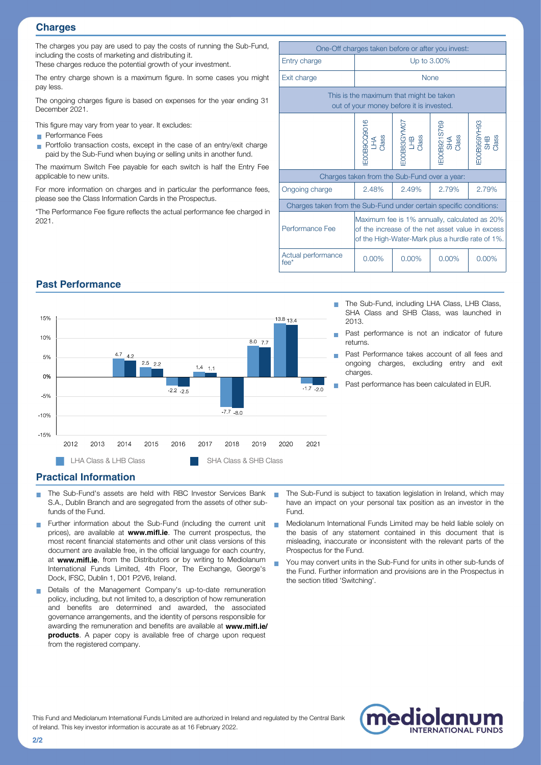## Charges

The charges you pay are used to pay the costs of running the Sub-Fund, including the costs of marketing and distributing it.
These charges reduce the potential growth of your investment.

The entry charge shown is a maximum figure. In some cases you might pay less.

The ongoing charges figure is based on expenses for the year ending 31 December 2021.

This figure may vary from year to year. It excludes:

- Performance Fees
- Portfolio transaction costs, except in the case of an entry/exit charge paid by the Sub-Fund when buying or selling units in another fund.

The maximum Switch Fee payable for each switch is half the Entry Fee applicable to new units.

For more information on charges and in particular the performance fees, please see the Class Information Cards in the Prospectus.

*The Performance Fee figure reflects the actual performance fee charged in 2021.

| One-Off charges taken before or after you invest: | | | | |
|---|---|---|---|---|
| Entry charge | Up to 3.00% | | | |
| Exit charge | None | | | |
| This is the maximum that might be taken out of your money before it is invested. | | | | |
| | IE00B9CQ9016 LHA Class | IE00B83GYM07 LHB Class | IE00B921S769 SHA Class | IE00B959YH93 SHB Class |
| Charges taken from the Sub-Fund over a year: | | | | |
| Ongoing charge | 2.48% | 2.49% | 2.79% | 2.79% |
| Charges taken from the Sub-Fund under certain specific conditions: | | | | |
| Performance Fee | Maximum fee is 1% annually, calculated as 20% of the increase of the net asset value in excess of the High-Water-Mark plus a hurdle rate of 1%. | | | |
| Actual performance fee* | 0.00% | 0.00% | 0.00% | 0.00% |

## Past Performance

15%
10%
5%
0%
-5%
-10%
-15%

2012 2013 2014 2015 2016 2017 2018 2019 2020 2021

4.7 4.2
2.5 2.2
-2.2 -2.5
1.4 1.1
-7.7 -8.0
8.0 7.7
13.8 13.4
-1.7 -2.0

LHA Class & LHB Class
SHA Class & SHB Class

- The Sub-Fund, including LHA Class, LHB Class, SHA Class and SHB Class, was launched in 2013.
- Past performance is not an indicator of future returns.
- Past Performance takes account of all fees and ongoing charges, excluding entry and exit charges.
- Past performance has been calculated in EUR.

## Practical Information

- The Sub-Fund's assets are held with RBC Investor Services Bank S.A., Dublin Branch and are segregated from the assets of other sub-funds of the Fund.
- Further information about the Sub-Fund (including the current unit prices), are available at **www.mifl.ie**. The current prospectus, the most recent financial statements and other unit class versions of this document are available free, in the official language for each country, at **www.mifl.ie**, from the Distributors or by writing to Mediolanum International Funds Limited, 4th Floor, The Exchange, George's Dock, IFSC, Dublin 1, D01 P2V6, Ireland.
- Details of the Management Company's up-to-date remuneration policy, including, but not limited to, a description of how remuneration and benefits are determined and awarded, the associated governance arrangements, and the identity of persons responsible for awarding the remuneration and benefits are available at **www.mifl.ie/products**. A paper copy is available free of charge upon request from the registered company.
- The Sub-Fund is subject to taxation legislation in Ireland, which may have an impact on your personal tax position as an investor in the Fund.
- Mediolanum International Funds Limited may be held liable solely on the basis of any statement contained in this document that is misleading, inaccurate or inconsistent with the relevant parts of the Prospectus for the Fund.
- You may convert units in the Sub-Fund for units in other sub-funds of the Fund. Further information and provisions are in the Prospectus in the section titled 'Switching'.

This Fund and Mediolanum International Funds Limited are authorized in Ireland and regulated by the Central Bank of Ireland. This key investor information is accurate as at 16 February 2022.